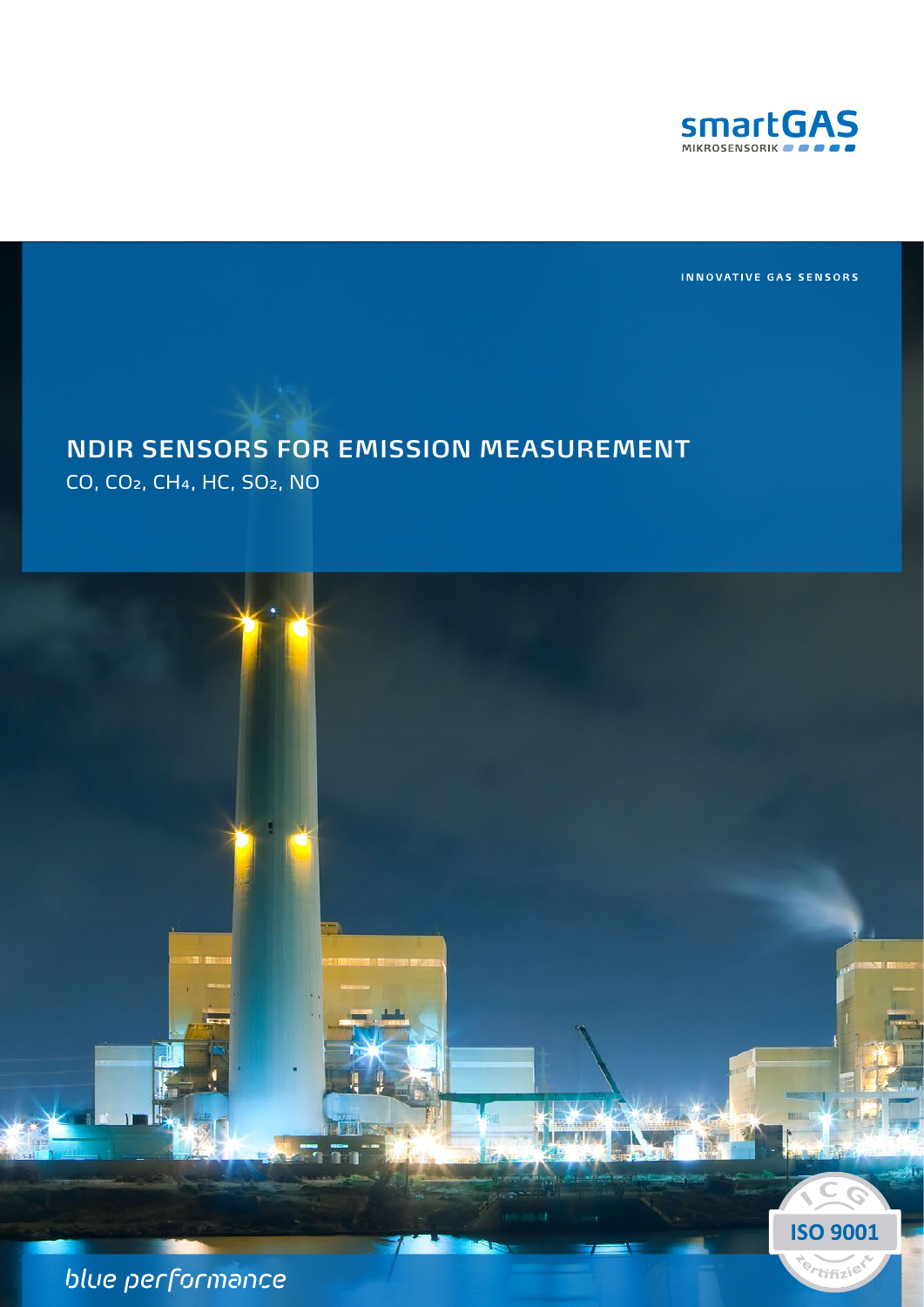smartGAS MIKROSENSORIK

INNOVATIVE GAS SENSORS

# NDIR SENSORS FOR EMISSION MEASUREMENT

$CO$, $CO_2$, $CH_4$, HC, $SO_2$, NO

ICG ISO 9001 zertifiziert

*blue performance*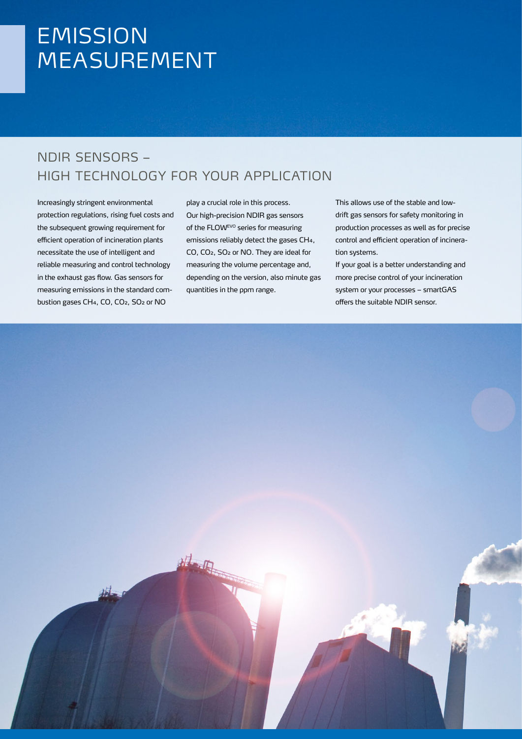# EMISSION MEASUREMENT

## NDIR SENSORS – HIGH TECHNOLOGY FOR YOUR APPLICATION

Increasingly stringent environmental protection regulations, rising fuel costs and the subsequent growing requirement for efficient operation of incineration plants necessitate the use of intelligent and reliable measuring and control technology in the exhaust gas flow. Gas sensors for measuring emissions in the standard combustion gases $CH_4$, CO, $CO_2$, $SO_2$ or NO play a crucial role in this process. Our high-precision NDIR gas sensors of the FLOW[EVO] series for measuring emissions reliably detect the gases $CH_4$, CO, $CO_2$, $SO_2$ or NO. They are ideal for measuring the volume percentage and, depending on the version, also minute gas quantities in the ppm range.

This allows use of the stable and low-drift gas sensors for safety monitoring in production processes as well as for precise control and efficient operation of incineration systems.

If your goal is a better understanding and more precise control of your incineration system or your processes – smartGAS offers the suitable NDIR sensor.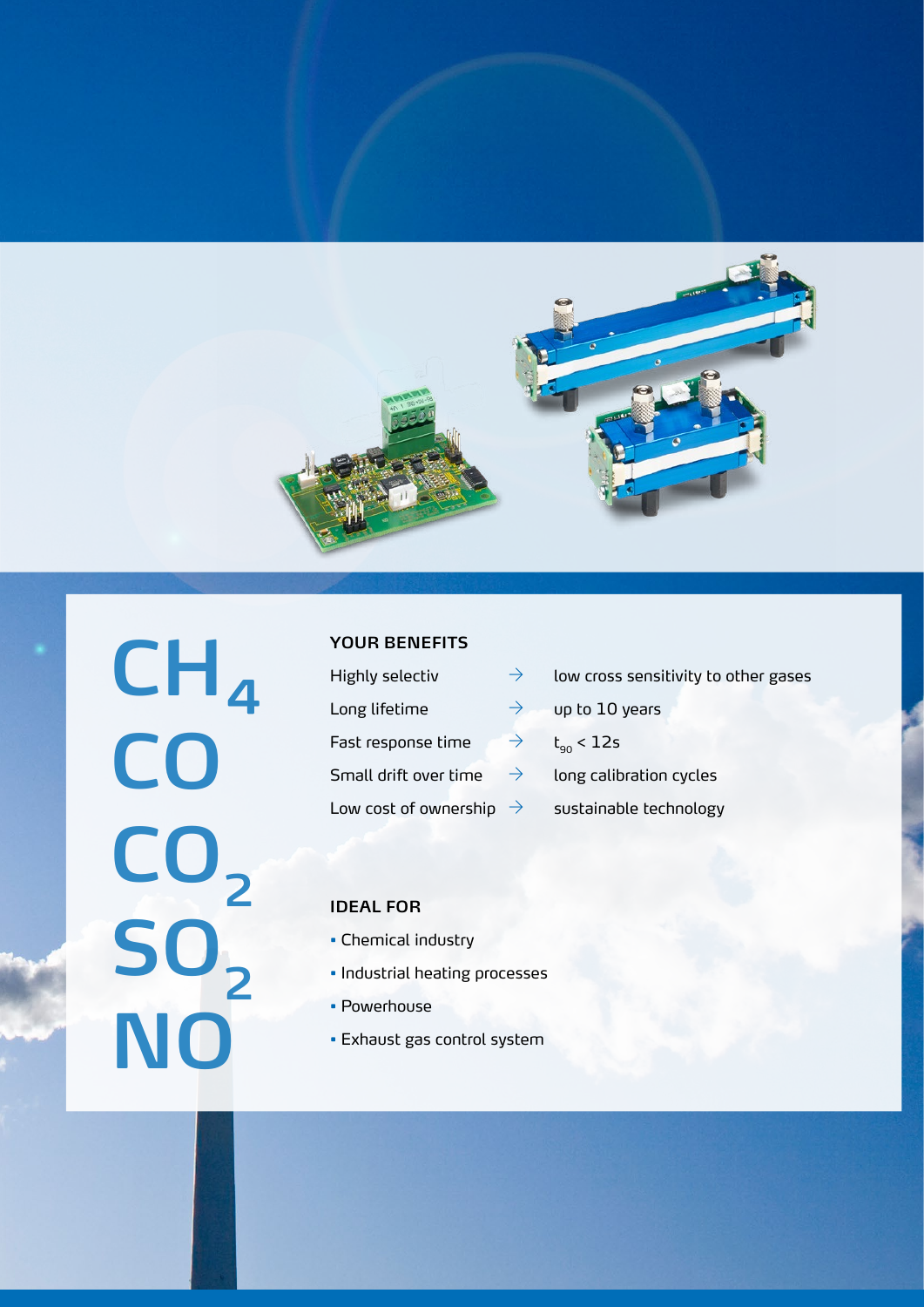# $CH_4$
# CO
# $CO_2$
# $SO_2$
# NO

## YOUR BENEFITS

| | | |
|---|---|---|
| Highly selectiv | → | low cross sensitivity to other gases |
| Long lifetime | → | up to 10 years |
| Fast response time | → | $t_{90} < 12s$ |
| Small drift over time | → | long calibration cycles |
| Low cost of ownership | → | sustainable technology |

## IDEAL FOR

- Chemical industry
- Industrial heating processes
- Powerhouse
- Exhaust gas control system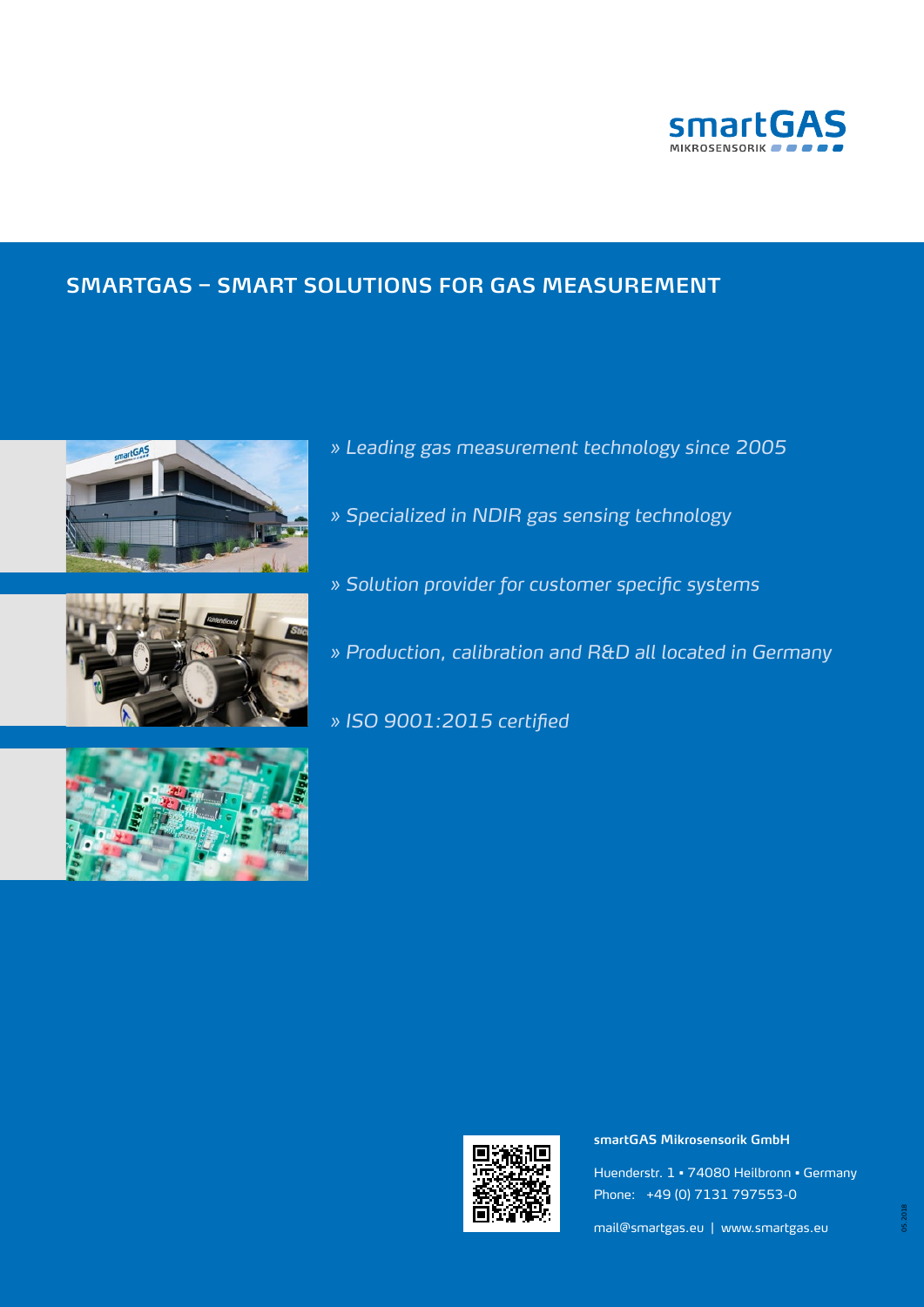smartGAS
MIKROSENSORIK

## SMARTGAS – SMART SOLUTIONS FOR GAS MEASUREMENT

- *Leading gas measurement technology since 2005*
- *Specialized in NDIR gas sensing technology*
- *Solution provider for customer specific systems*
- *Production, calibration and R&D all located in Germany*
- *ISO 9001:2015 certified*

**smartGAS Mikrosensorik GmbH**

Huenderstr. 1 • 74080 Heilbronn • Germany
Phone: +49 (0) 7131 797553-0

mail@smartgas.eu | www.smartgas.eu

05.2018